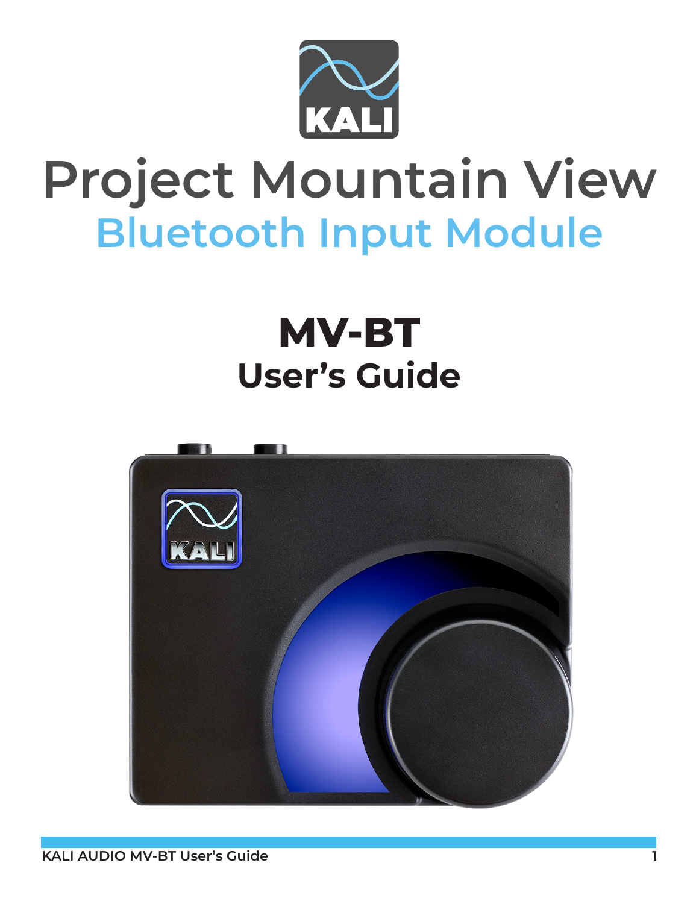# Project Mountain View

## Bluetooth Input Module

# MV-BT

## User's Guide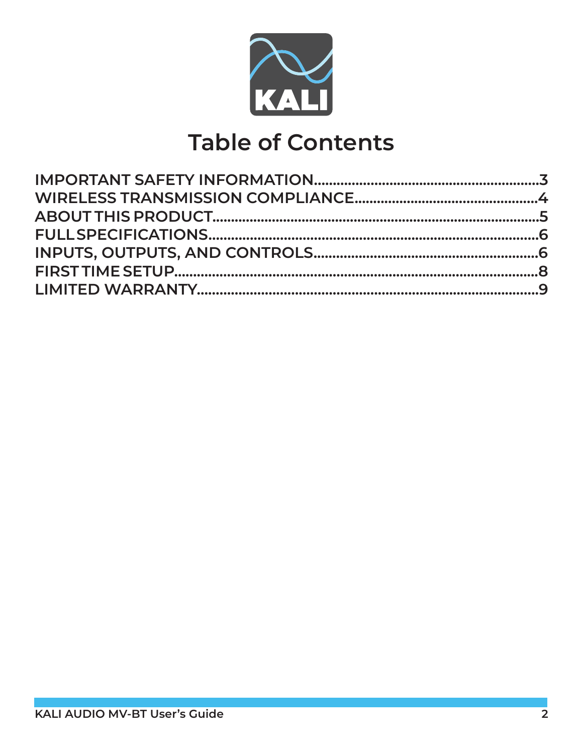# Table of Contents

IMPORTANT SAFETY INFORMATION....3
WIRELESS TRANSMISSION COMPLIANCE....4
ABOUT THIS PRODUCT....5
FULL SPECIFICATIONS....6
INPUTS, OUTPUTS, AND CONTROLS....6
FIRST TIME SETUP....8
LIMITED WARRANTY....9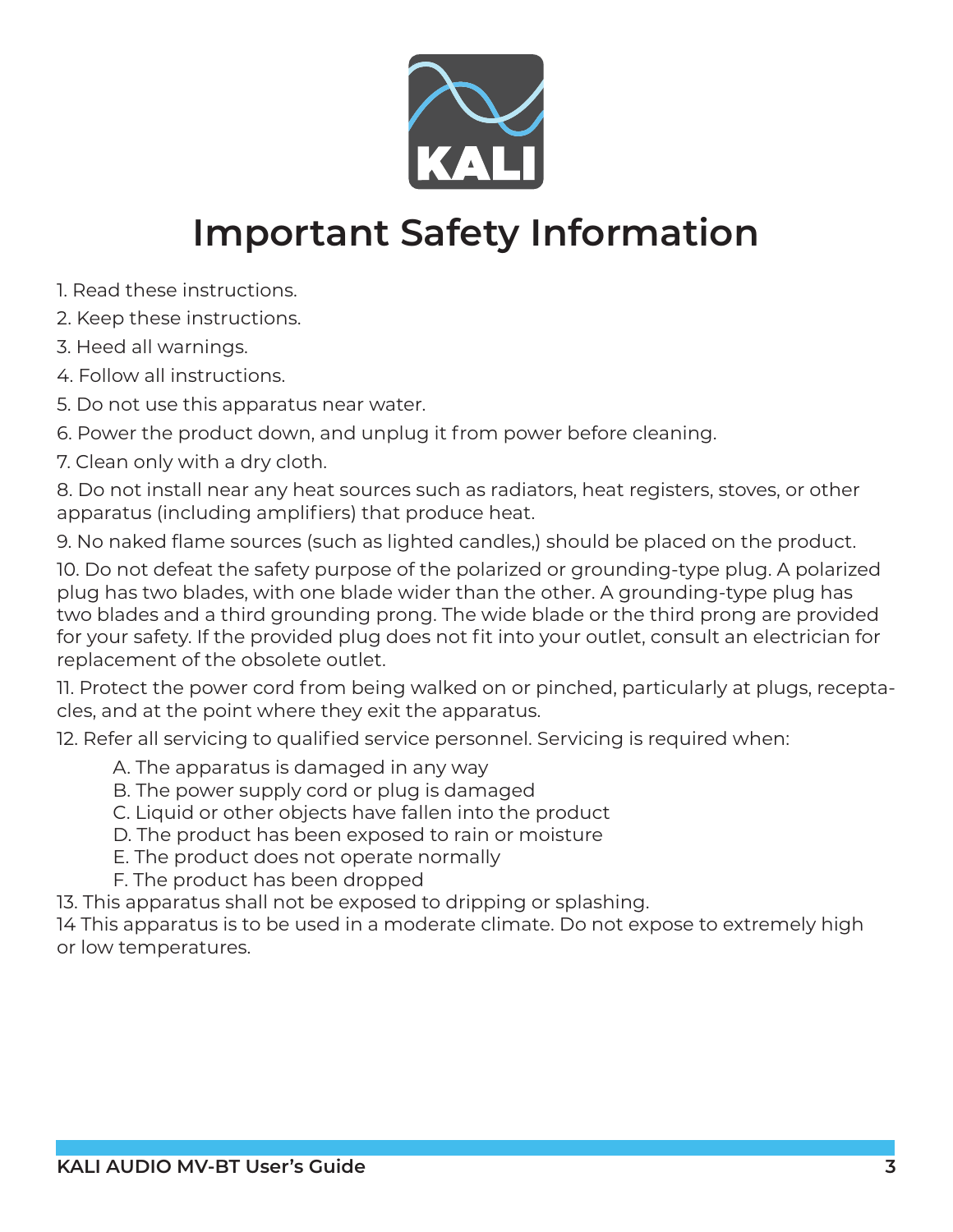# Important Safety Information

1. Read these instructions.
2. Keep these instructions.
3. Heed all warnings.
4. Follow all instructions.
5. Do not use this apparatus near water.
6. Power the product down, and unplug it from power before cleaning.
7. Clean only with a dry cloth.
8. Do not install near any heat sources such as radiators, heat registers, stoves, or other apparatus (including amplifiers) that produce heat.
9. No naked flame sources (such as lighted candles,) should be placed on the product.
10. Do not defeat the safety purpose of the polarized or grounding-type plug. A polarized plug has two blades, with one blade wider than the other. A grounding-type plug has two blades and a third grounding prong. The wide blade or the third prong are provided for your safety. If the provided plug does not fit into your outlet, consult an electrician for replacement of the obsolete outlet.
11. Protect the power cord from being walked on or pinched, particularly at plugs, receptacles, and at the point where they exit the apparatus.
12. Refer all servicing to qualified service personnel. Servicing is required when:
    - A. The apparatus is damaged in any way
    - B. The power supply cord or plug is damaged
    - C. Liquid or other objects have fallen into the product
    - D. The product has been exposed to rain or moisture
    - E. The product does not operate normally
    - F. The product has been dropped
13. This apparatus shall not be exposed to dripping or splashing.

14 This apparatus is to be used in a moderate climate. Do not expose to extremely high or low temperatures.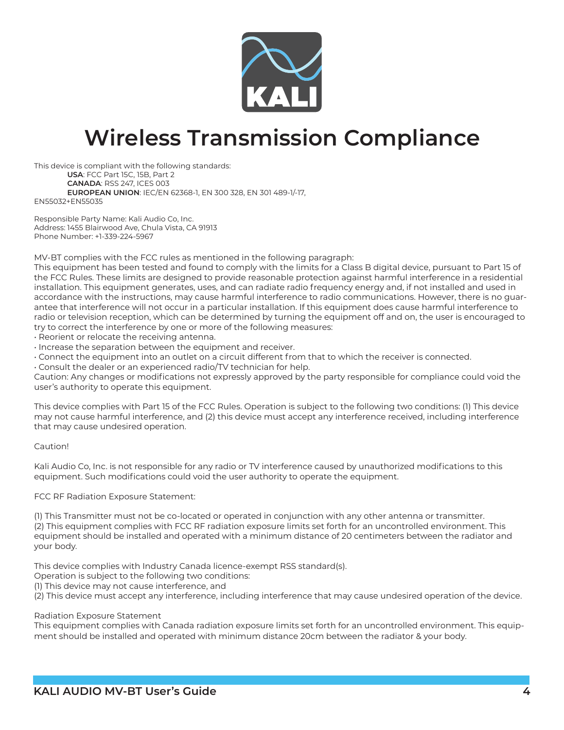# Wireless Transmission Compliance

This device is compliant with the following standards:

**USA**: FCC Part 15C, 15B, Part 2
**CANADA**: RSS 247, ICES 003
**EUROPEAN UNION**: IEC/EN 62368-1, EN 300 328, EN 301 489-1/-17, EN55032+EN55035

Responsible Party Name: Kali Audio Co, Inc.
Address: 1455 Blairwood Ave, Chula Vista, CA 91913
Phone Number: +1-339-224-5967

MV-BT complies with the FCC rules as mentioned in the following paragraph:
This equipment has been tested and found to comply with the limits for a Class B digital device, pursuant to Part 15 of the FCC Rules. These limits are designed to provide reasonable protection against harmful interference in a residential installation. This equipment generates, uses, and can radiate radio frequency energy and, if not installed and used in accordance with the instructions, may cause harmful interference to radio communications. However, there is no guarantee that interference will not occur in a particular installation. If this equipment does cause harmful interference to radio or television reception, which can be determined by turning the equipment off and on, the user is encouraged to try to correct the interference by one or more of the following measures:

- Reorient or relocate the receiving antenna.
- Increase the separation between the equipment and receiver.
- Connect the equipment into an outlet on a circuit different from that to which the receiver is connected.
- Consult the dealer or an experienced radio/TV technician for help.

Caution: Any changes or modifications not expressly approved by the party responsible for compliance could void the user's authority to operate this equipment.

This device complies with Part 15 of the FCC Rules. Operation is subject to the following two conditions: (1) This device may not cause harmful interference, and (2) this device must accept any interference received, including interference that may cause undesired operation.

Caution!

Kali Audio Co, Inc. is not responsible for any radio or TV interference caused by unauthorized modifications to this equipment. Such modifications could void the user authority to operate the equipment.

FCC RF Radiation Exposure Statement:

(1) This Transmitter must not be co-located or operated in conjunction with any other antenna or transmitter.
(2) This equipment complies with FCC RF radiation exposure limits set forth for an uncontrolled environment. This equipment should be installed and operated with a minimum distance of 20 centimeters between the radiator and your body.

This device complies with Industry Canada licence-exempt RSS standard(s).
Operation is subject to the following two conditions:
(1) This device may not cause interference, and
(2) This device must accept any interference, including interference that may cause undesired operation of the device.

Radiation Exposure Statement
This equipment complies with Canada radiation exposure limits set forth for an uncontrolled environment. This equipment should be installed and operated with minimum distance 20cm between the radiator & your body.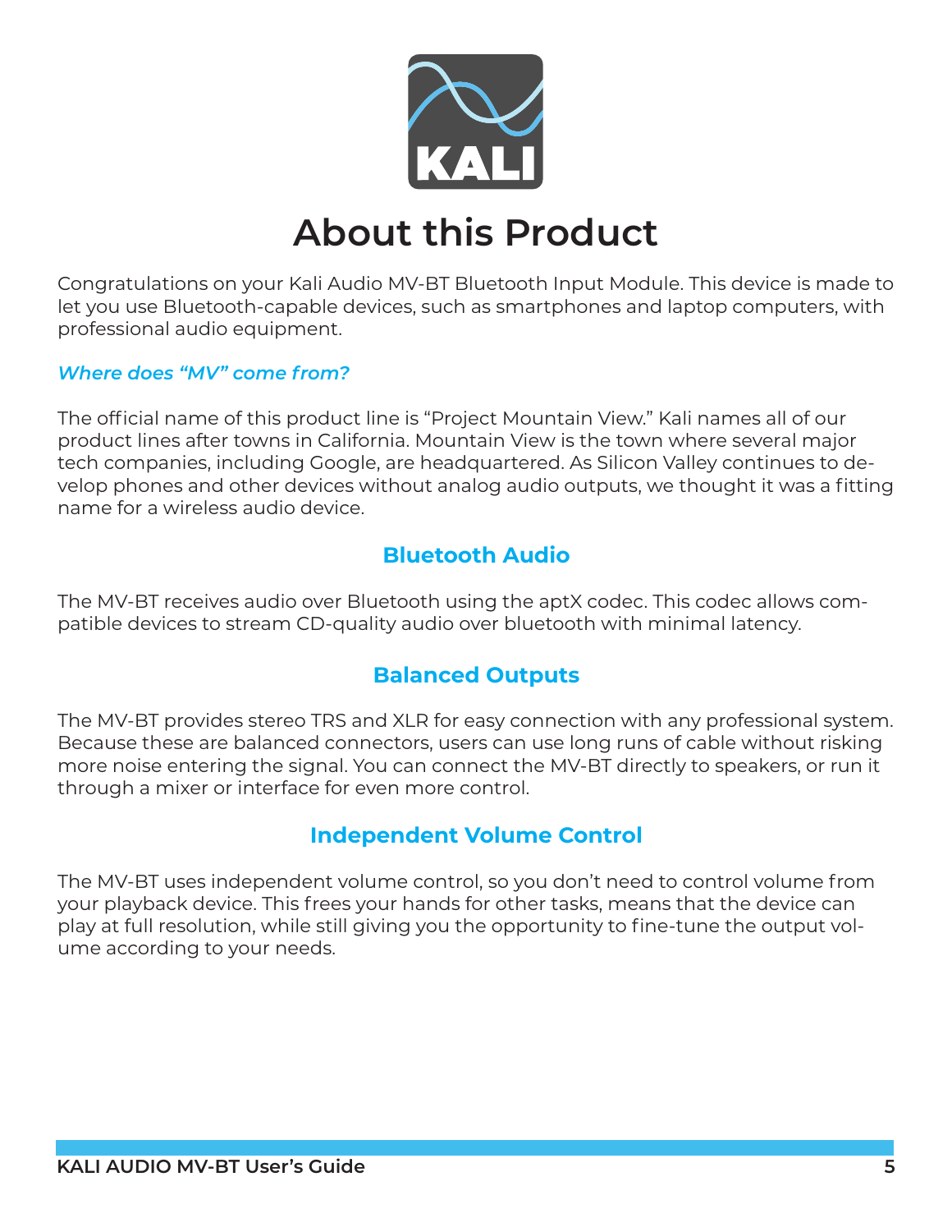# About this Product

Congratulations on your Kali Audio MV-BT Bluetooth Input Module. This device is made to let you use Bluetooth-capable devices, such as smartphones and laptop computers, with professional audio equipment.

***Where does "MV" come from?***

The official name of this product line is "Project Mountain View." Kali names all of our product lines after towns in California. Mountain View is the town where several major tech companies, including Google, are headquartered. As Silicon Valley continues to develop phones and other devices without analog audio outputs, we thought it was a fitting name for a wireless audio device.

## Bluetooth Audio

The MV-BT receives audio over Bluetooth using the aptX codec. This codec allows compatible devices to stream CD-quality audio over bluetooth with minimal latency.

## Balanced Outputs

The MV-BT provides stereo TRS and XLR for easy connection with any professional system. Because these are balanced connectors, users can use long runs of cable without risking more noise entering the signal. You can connect the MV-BT directly to speakers, or run it through a mixer or interface for even more control.

## Independent Volume Control

The MV-BT uses independent volume control, so you don't need to control volume from your playback device. This frees your hands for other tasks, means that the device can play at full resolution, while still giving you the opportunity to fine-tune the output volume according to your needs.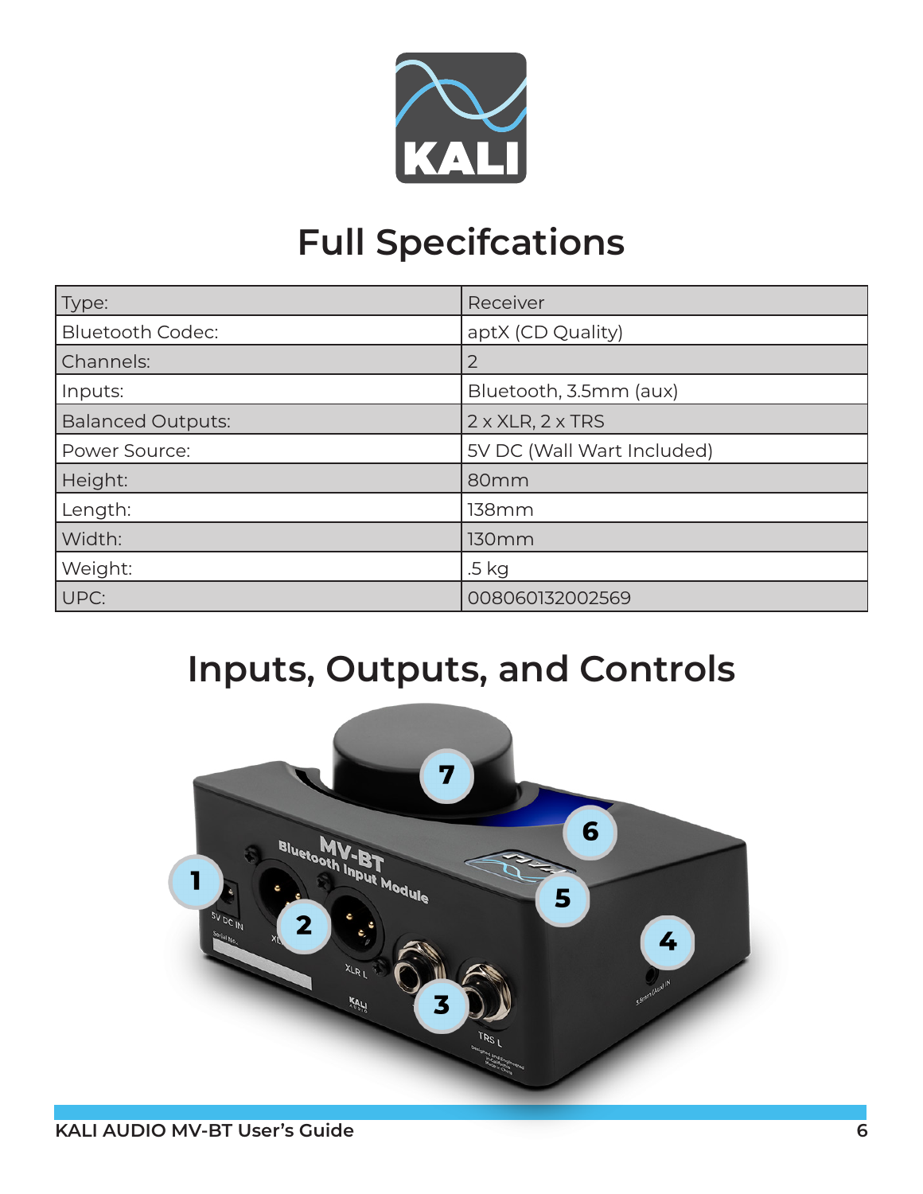# Full Specifcations

| Type: | Receiver |
|---|---|
| Bluetooth Codec: | aptX (CD Quality) |
| Channels: | 2 |
| Inputs: | Bluetooth, 3.5mm (aux) |
| Balanced Outputs: | 2 x XLR, 2 x TRS |
| Power Source: | 5V DC (Wall Wart Included) |
| Height: | 80mm |
| Length: | 138mm |
| Width: | 130mm |
| Weight: | .5 kg |
| UPC: | 008060132002569 |

# Inputs, Outputs, and Controls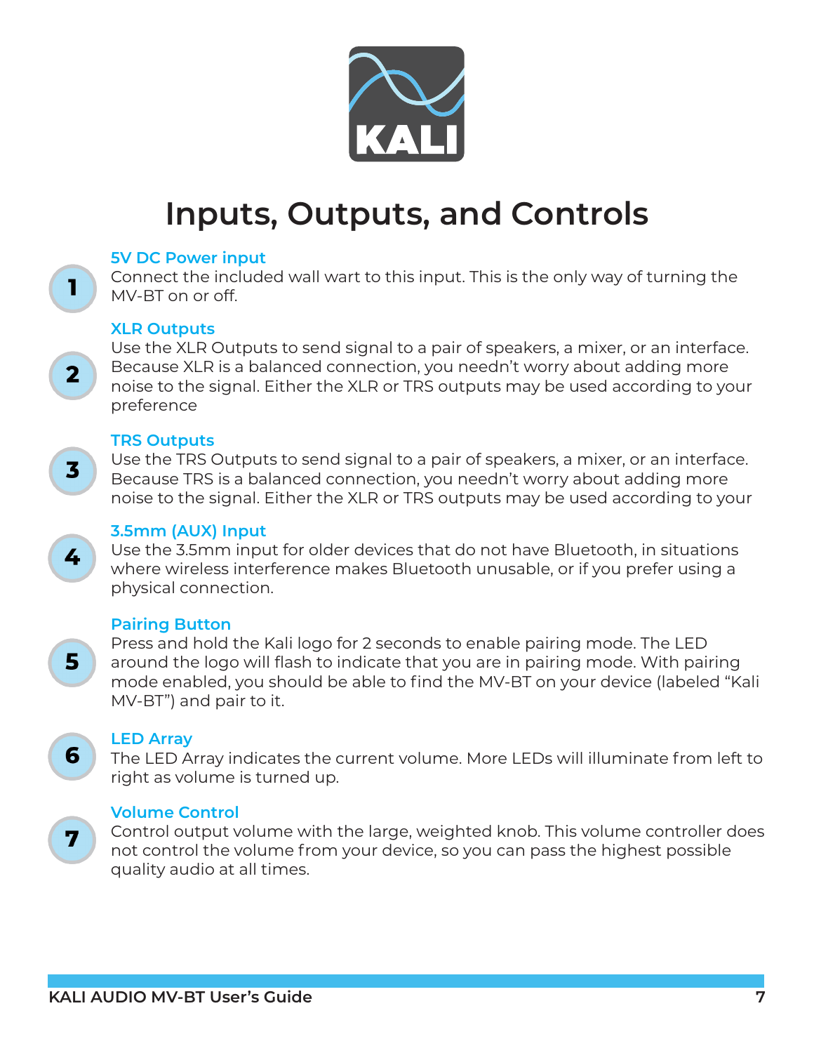# Inputs, Outputs, and Controls

1. **5V DC Power input**
   Connect the included wall wart to this input. This is the only way of turning the MV-BT on or off.

2. **XLR Outputs**
   Use the XLR Outputs to send signal to a pair of speakers, a mixer, or an interface. Because XLR is a balanced connection, you needn't worry about adding more noise to the signal. Either the XLR or TRS outputs may be used according to your preference

3. **TRS Outputs**
   Use the TRS Outputs to send signal to a pair of speakers, a mixer, or an interface. Because TRS is a balanced connection, you needn't worry about adding more noise to the signal. Either the XLR or TRS outputs may be used according to your

4. **3.5mm (AUX) Input**
   Use the 3.5mm input for older devices that do not have Bluetooth, in situations where wireless interference makes Bluetooth unusable, or if you prefer using a physical connection.

5. **Pairing Button**
   Press and hold the Kali logo for 2 seconds to enable pairing mode. The LED around the logo will flash to indicate that you are in pairing mode. With pairing mode enabled, you should be able to find the MV-BT on your device (labeled "Kali MV-BT") and pair to it.

6. **LED Array**
   The LED Array indicates the current volume. More LEDs will illuminate from left to right as volume is turned up.

7. **Volume Control**
   Control output volume with the large, weighted knob. This volume controller does not control the volume from your device, so you can pass the highest possible quality audio at all times.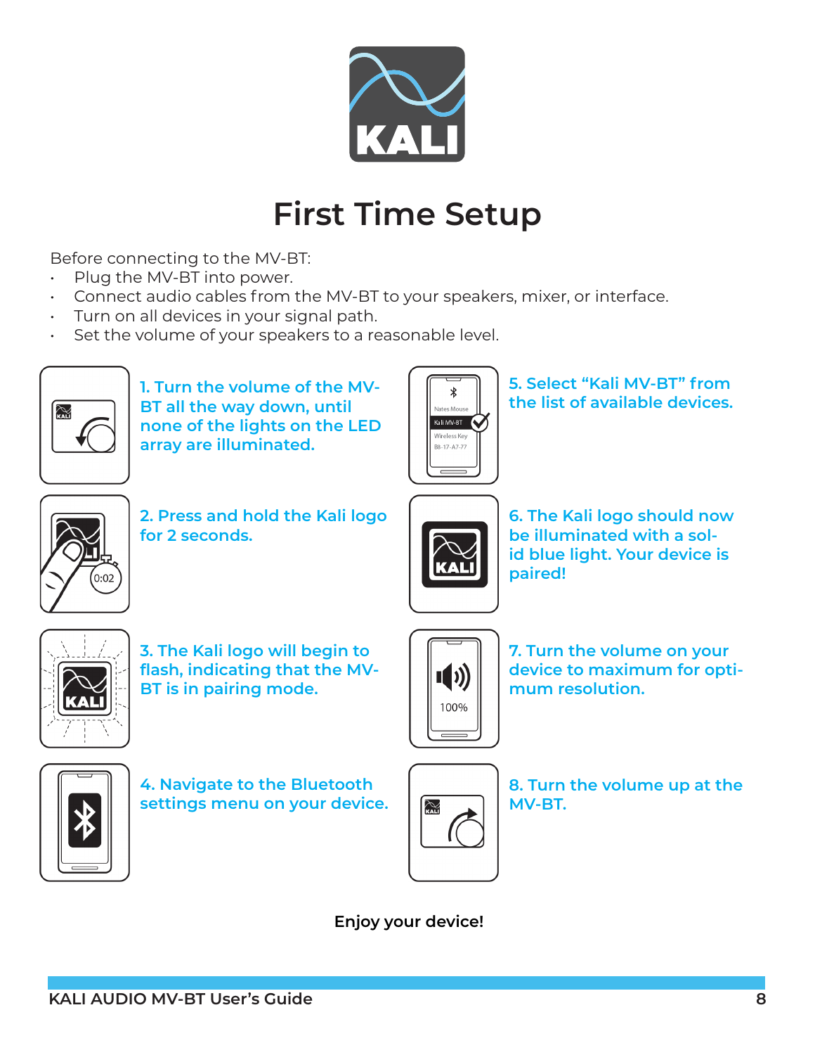# First Time Setup

Before connecting to the MV-BT:

- Plug the MV-BT into power.
- Connect audio cables from the MV-BT to your speakers, mixer, or interface.
- Turn on all devices in your signal path.
- Set the volume of your speakers to a reasonable level.

1. Turn the volume of the MV-BT all the way down, until none of the lights on the LED array are illuminated.

2. Press and hold the Kali logo for 2 seconds.

3. The Kali logo will begin to flash, indicating that the MV-BT is in pairing mode.

4. Navigate to the Bluetooth settings menu on your device.

5. Select “Kali MV-BT” from the list of available devices.

6. The Kali logo should now be illuminated with a solid blue light. Your device is paired!

7. Turn the volume on your device to maximum for optimum resolution.

8. Turn the volume up at the MV-BT.

**Enjoy your device!**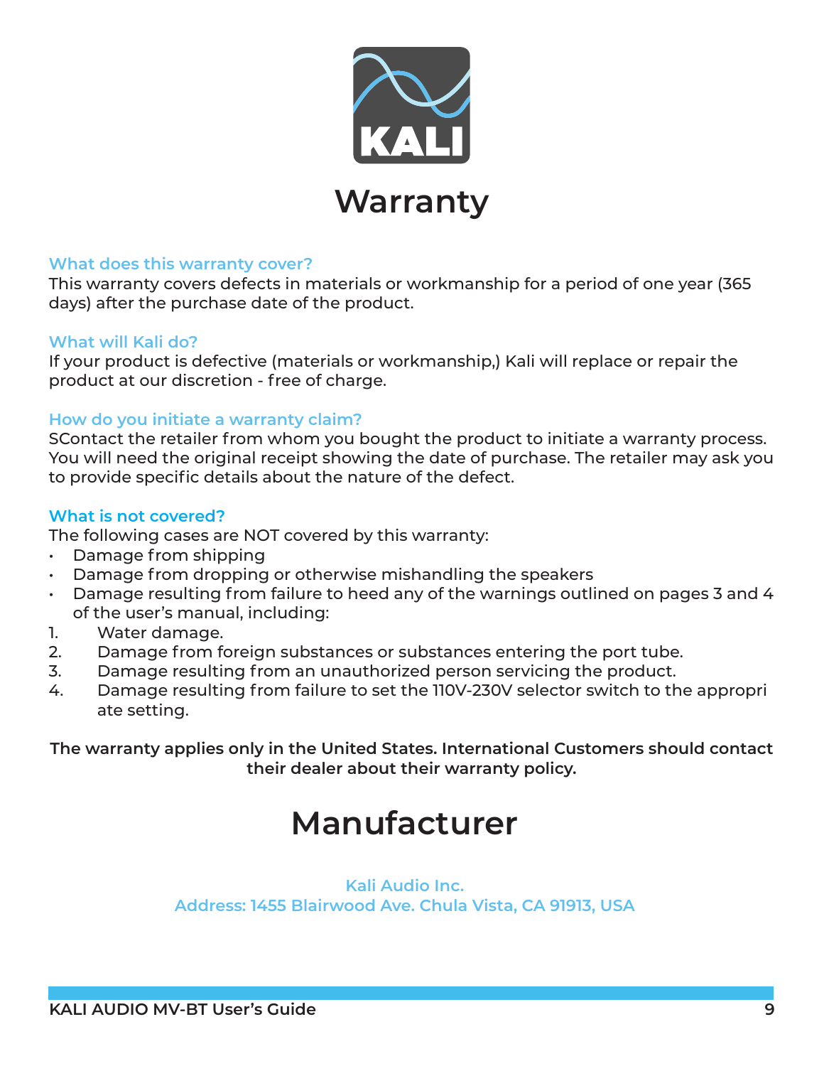# Warranty

### What does this warranty cover?

This warranty covers defects in materials or workmanship for a period of one year (365 days) after the purchase date of the product.

### What will Kali do?

If your product is defective (materials or workmanship,) Kali will replace or repair the product at our discretion - free of charge.

### How do you initiate a warranty claim?

SContact the retailer from whom you bought the product to initiate a warranty process. You will need the original receipt showing the date of purchase. The retailer may ask you to provide specific details about the nature of the defect.

### What is not covered?

The following cases are NOT covered by this warranty:

- Damage from shipping
- Damage from dropping or otherwise mishandling the speakers
- Damage resulting from failure to heed any of the warnings outlined on pages 3 and 4 of the user's manual, including:

1. Water damage.
2. Damage from foreign substances or substances entering the port tube.
3. Damage resulting from an unauthorized person servicing the product.
4. Damage resulting from failure to set the 110V-230V selector switch to the appropri ate setting.

**The warranty applies only in the United States. International Customers should contact their dealer about their warranty policy.**

# Manufacturer

Kali Audio Inc.
Address: 1455 Blairwood Ave. Chula Vista, CA 91913, USA